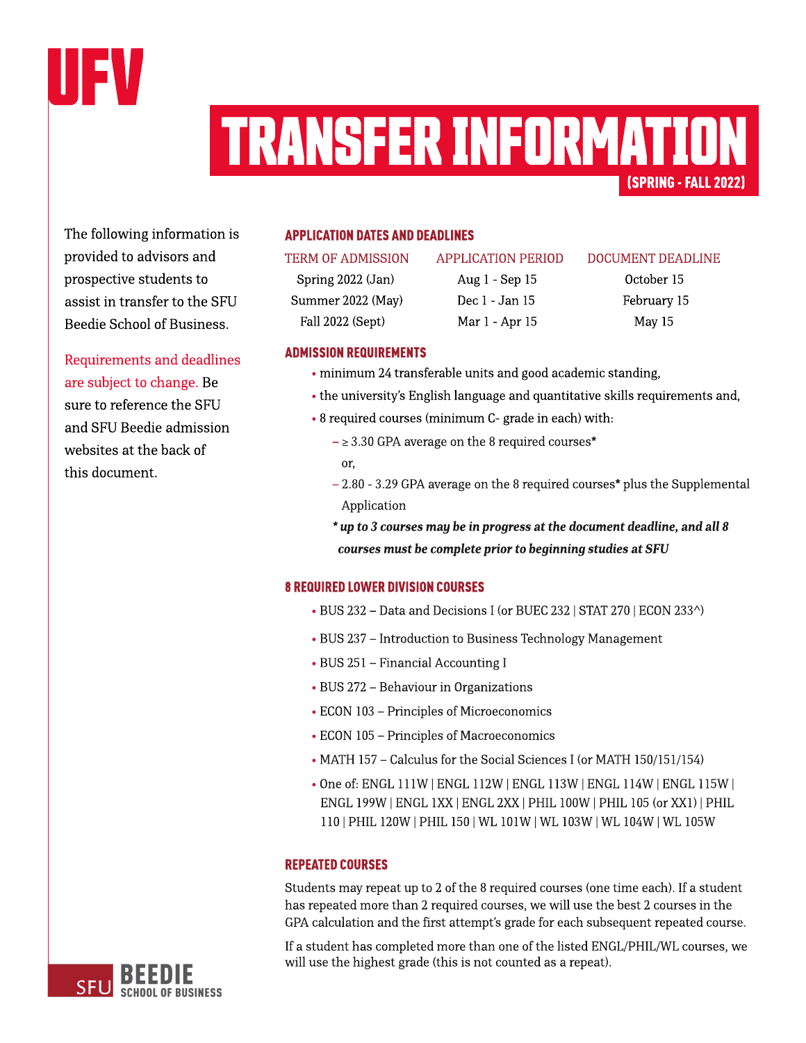UFV

# TRANSFER INFORMATION

(SPRING - FALL 2022)

The following information is provided to advisors and prospective students to assist in transfer to the SFU Beedie School of Business.

Requirements and deadlines are subject to change. Be sure to reference the SFU and SFU Beedie admission websites at the back of this document.

## APPLICATION DATES AND DEADLINES

| TERM OF ADMISSION | APPLICATION PERIOD | DOCUMENT DEADLINE |
| --- | --- | --- |
| Spring 2022 (Jan) | Aug 1 - Sep 15 | October 15 |
| Summer 2022 (May) | Dec 1 - Jan 15 | February 15 |
| Fall 2022 (Sept) | Mar 1 - Apr 15 | May 15 |

## ADMISSION REQUIREMENTS

- minimum 24 transferable units and good academic standing,
- the university's English language and quantitative skills requirements and,
- 8 required courses (minimum C- grade in each) with:
  - ≥ 3.30 GPA average on the 8 required courses*

    or,
  - 2.80 - 3.29 GPA average on the 8 required courses* plus the Supplemental Application

  ***up to 3 courses may be in progress at the document deadline, and all 8 courses must be complete prior to beginning studies at SFU***

## 8 REQUIRED LOWER DIVISION COURSES

- BUS 232 – Data and Decisions I (or BUEC 232 | STAT 270 | ECON 233^)
- BUS 237 – Introduction to Business Technology Management
- BUS 251 – Financial Accounting I
- BUS 272 – Behaviour in Organizations
- ECON 103 – Principles of Microeconomics
- ECON 105 – Principles of Macroeconomics
- MATH 157 – Calculus for the Social Sciences I (or MATH 150/151/154)
- One of: ENGL 111W | ENGL 112W | ENGL 113W | ENGL 114W | ENGL 115W | ENGL 199W | ENGL 1XX | ENGL 2XX | PHIL 100W | PHIL 105 (or XX1) | PHIL 110 | PHIL 120W | PHIL 150 | WL 101W | WL 103W | WL 104W | WL 105W

## REPEATED COURSES

Students may repeat up to 2 of the 8 required courses (one time each). If a student has repeated more than 2 required courses, we will use the best 2 courses in the GPA calculation and the first attempt's grade for each subsequent repeated course.

If a student has completed more than one of the listed ENGL/PHIL/WL courses, we will use the highest grade (this is not counted as a repeat).

SFU BEEDIE SCHOOL OF BUSINESS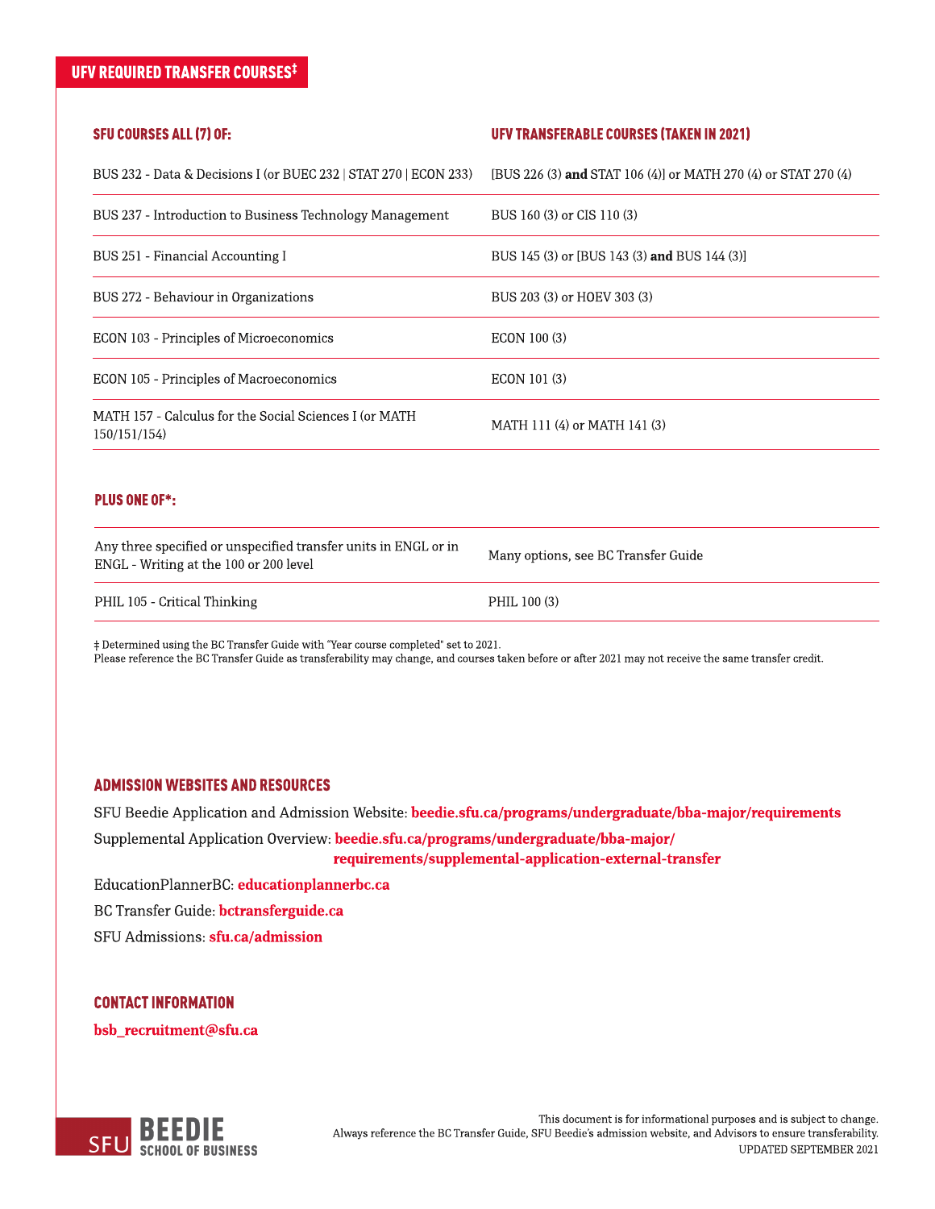## UFV REQUIRED TRANSFER COURSES‡

| SFU COURSES ALL (7) OF: | UFV TRANSFERABLE COURSES (TAKEN IN 2021) |
|---|---|
| BUS 232 - Data & Decisions I (or BUEC 232 \| STAT 270 \| ECON 233) | [BUS 226 (3) **and** STAT 106 (4)] or MATH 270 (4) or STAT 270 (4) |
| BUS 237 - Introduction to Business Technology Management | BUS 160 (3) or CIS 110 (3) |
| BUS 251 - Financial Accounting I | BUS 145 (3) or [BUS 143 (3) **and** BUS 144 (3)] |
| BUS 272 - Behaviour in Organizations | BUS 203 (3) or HOEV 303 (3) |
| ECON 103 - Principles of Microeconomics | ECON 100 (3) |
| ECON 105 - Principles of Macroeconomics | ECON 101 (3) |
| MATH 157 - Calculus for the Social Sciences I (or MATH 150/151/154) | MATH 111 (4) or MATH 141 (3) |

### PLUS ONE OF*:

| | |
|---|---|
| Any three specified or unspecified transfer units in ENGL or in ENGL - Writing at the 100 or 200 level | Many options, see BC Transfer Guide |
| PHIL 105 - Critical Thinking | PHIL 100 (3) |

‡ Determined using the BC Transfer Guide with "Year course completed" set to 2021.
Please reference the BC Transfer Guide as transferability may change, and courses taken before or after 2021 may not receive the same transfer credit.

### ADMISSION WEBSITES AND RESOURCES

SFU Beedie Application and Admission Website: **beedie.sfu.ca/programs/undergraduate/bba-major/requirements**

Supplemental Application Overview: **beedie.sfu.ca/programs/undergraduate/bba-major/requirements/supplemental-application-external-transfer**

EducationPlannerBC: **educationplannerbc.ca**

BC Transfer Guide: **bctransferguide.ca**

SFU Admissions: **sfu.ca/admission**

### CONTACT INFORMATION

**bsb_recruitment@sfu.ca**

SFU BEEDIE SCHOOL OF BUSINESS

This document is for informational purposes and is subject to change.
Always reference the BC Transfer Guide, SFU Beedie's admission website, and Advisors to ensure transferability.
UPDATED SEPTEMBER 2021